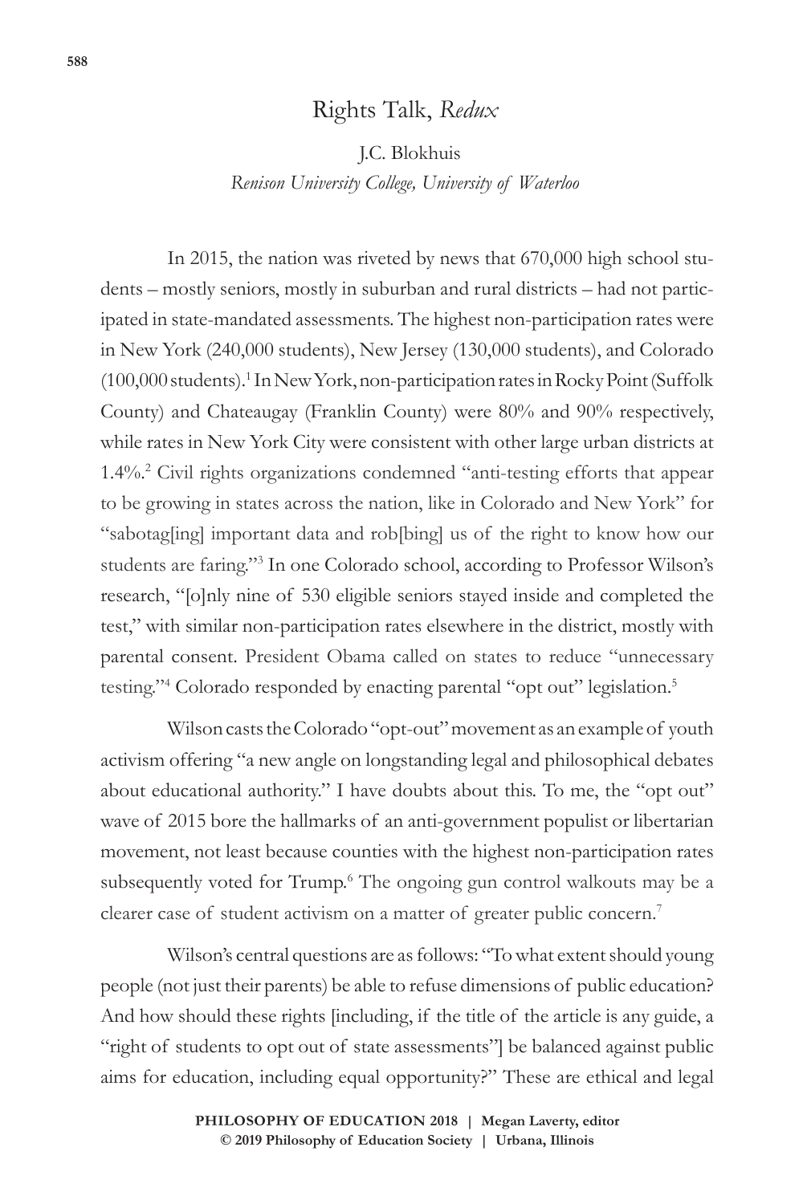# Rights Talk, *Redux*

J.C. Blokhuis
*Renison University College, University of Waterloo*

In 2015, the nation was riveted by news that 670,000 high school students – mostly seniors, mostly in suburban and rural districts – had not participated in state-mandated assessments. The highest non-participation rates were in New York (240,000 students), New Jersey (130,000 students), and Colorado (100,000 students).[1] In New York, non-participation rates in Rocky Point (Suffolk County) and Chateaugay (Franklin County) were 80% and 90% respectively, while rates in New York City were consistent with other large urban districts at 1.4%.[2] Civil rights organizations condemned "anti-testing efforts that appear to be growing in states across the nation, like in Colorado and New York" for "sabotag[ing] important data and rob[bing] us of the right to know how our students are faring."[3] In one Colorado school, according to Professor Wilson's research, "[o]nly nine of 530 eligible seniors stayed inside and completed the test," with similar non-participation rates elsewhere in the district, mostly with parental consent. President Obama called on states to reduce "unnecessary testing."[4] Colorado responded by enacting parental "opt out" legislation.[5]

Wilson casts the Colorado "opt-out" movement as an example of youth activism offering "a new angle on longstanding legal and philosophical debates about educational authority." I have doubts about this. To me, the "opt out" wave of 2015 bore the hallmarks of an anti-government populist or libertarian movement, not least because counties with the highest non-participation rates subsequently voted for Trump.[6] The ongoing gun control walkouts may be a clearer case of student activism on a matter of greater public concern.[7]

Wilson's central questions are as follows: "To what extent should young people (not just their parents) be able to refuse dimensions of public education? And how should these rights [including, if the title of the article is any guide, a "right of students to opt out of state assessments"] be balanced against public aims for education, including equal opportunity?" These are ethical and legal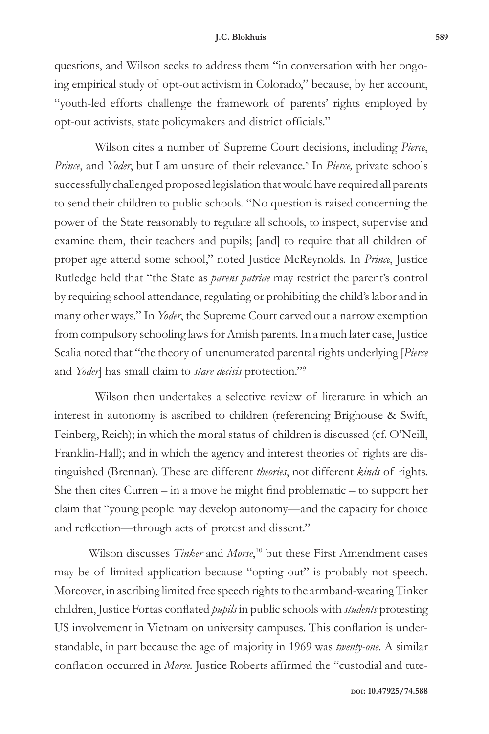questions, and Wilson seeks to address them "in conversation with her ongoing empirical study of opt-out activism in Colorado," because, by her account, "youth-led efforts challenge the framework of parents' rights employed by opt-out activists, state policymakers and district officials."

Wilson cites a number of Supreme Court decisions, including *Pierce*, *Prince*, and *Yoder*, but I am unsure of their relevance.[8] In *Pierce,* private schools successfully challenged proposed legislation that would have required all parents to send their children to public schools. "No question is raised concerning the power of the State reasonably to regulate all schools, to inspect, supervise and examine them, their teachers and pupils; [and] to require that all children of proper age attend some school," noted Justice McReynolds. In *Prince*, Justice Rutledge held that "the State as *parens patriae* may restrict the parent's control by requiring school attendance, regulating or prohibiting the child's labor and in many other ways." In *Yoder*, the Supreme Court carved out a narrow exemption from compulsory schooling laws for Amish parents. In a much later case, Justice Scalia noted that "the theory of unenumerated parental rights underlying [*Pierce* and *Yoder*] has small claim to *stare decisis* protection."[9]

Wilson then undertakes a selective review of literature in which an interest in autonomy is ascribed to children (referencing Brighouse & Swift, Feinberg, Reich); in which the moral status of children is discussed (cf. O'Neill, Franklin-Hall); and in which the agency and interest theories of rights are distinguished (Brennan). These are different *theories*, not different *kinds* of rights. She then cites Curren – in a move he might find problematic – to support her claim that "young people may develop autonomy—and the capacity for choice and reflection—through acts of protest and dissent."

Wilson discusses *Tinker* and *Morse*,[10] but these First Amendment cases may be of limited application because "opting out" is probably not speech. Moreover, in ascribing limited free speech rights to the armband-wearing Tinker children, Justice Fortas conflated *pupils* in public schools with *students* protesting US involvement in Vietnam on university campuses. This conflation is understandable, in part because the age of majority in 1969 was *twenty-one*. A similar conflation occurred in *Morse.* Justice Roberts affirmed the "custodial and tute-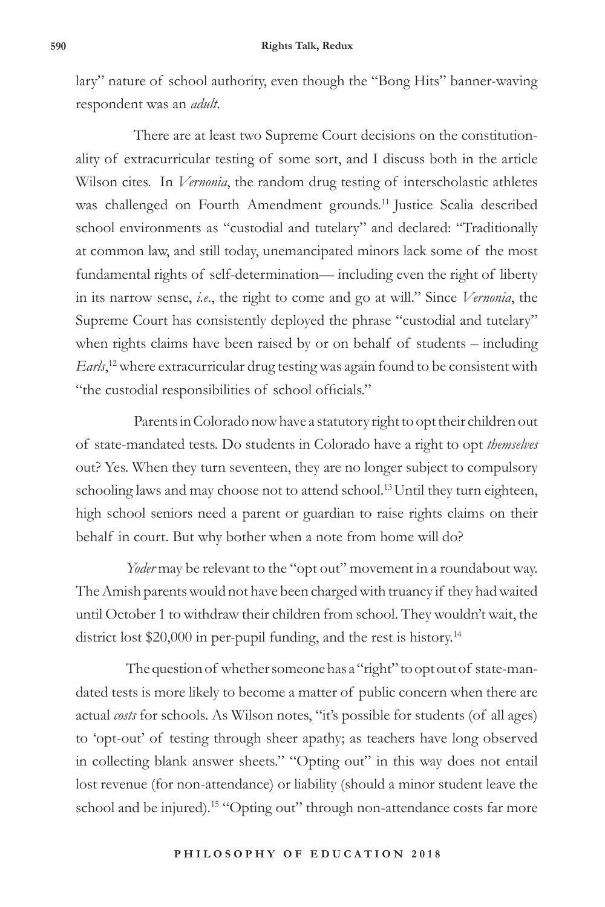lary" nature of school authority, even though the "Bong Hits" banner-waving respondent was an *adult*.

There are at least two Supreme Court decisions on the constitutionality of extracurricular testing of some sort, and I discuss both in the article Wilson cites. In *Vernonia*, the random drug testing of interscholastic athletes was challenged on Fourth Amendment grounds.[11] Justice Scalia described school environments as "custodial and tutelary" and declared: "Traditionally at common law, and still today, unemancipated minors lack some of the most fundamental rights of self-determination— including even the right of liberty in its narrow sense, *i.e*., the right to come and go at will." Since *Vernonia*, the Supreme Court has consistently deployed the phrase "custodial and tutelary" when rights claims have been raised by or on behalf of students – including *Earls*,[12] where extracurricular drug testing was again found to be consistent with "the custodial responsibilities of school officials."

Parents in Colorado now have a statutory right to opt their children out of state-mandated tests. Do students in Colorado have a right to opt *themselves* out? Yes. When they turn seventeen, they are no longer subject to compulsory schooling laws and may choose not to attend school.[13] Until they turn eighteen, high school seniors need a parent or guardian to raise rights claims on their behalf in court. But why bother when a note from home will do?

*Yoder* may be relevant to the "opt out" movement in a roundabout way. The Amish parents would not have been charged with truancy if they had waited until October 1 to withdraw their children from school. They wouldn't wait, the district lost $20,000 in per-pupil funding, and the rest is history.[14]

The question of whether someone has a "right" to opt out of state-mandated tests is more likely to become a matter of public concern when there are actual *costs* for schools. As Wilson notes, "it's possible for students (of all ages) to 'opt-out' of testing through sheer apathy; as teachers have long observed in collecting blank answer sheets." "Opting out" in this way does not entail lost revenue (for non-attendance) or liability (should a minor student leave the school and be injured).[15] "Opting out" through non-attendance costs far more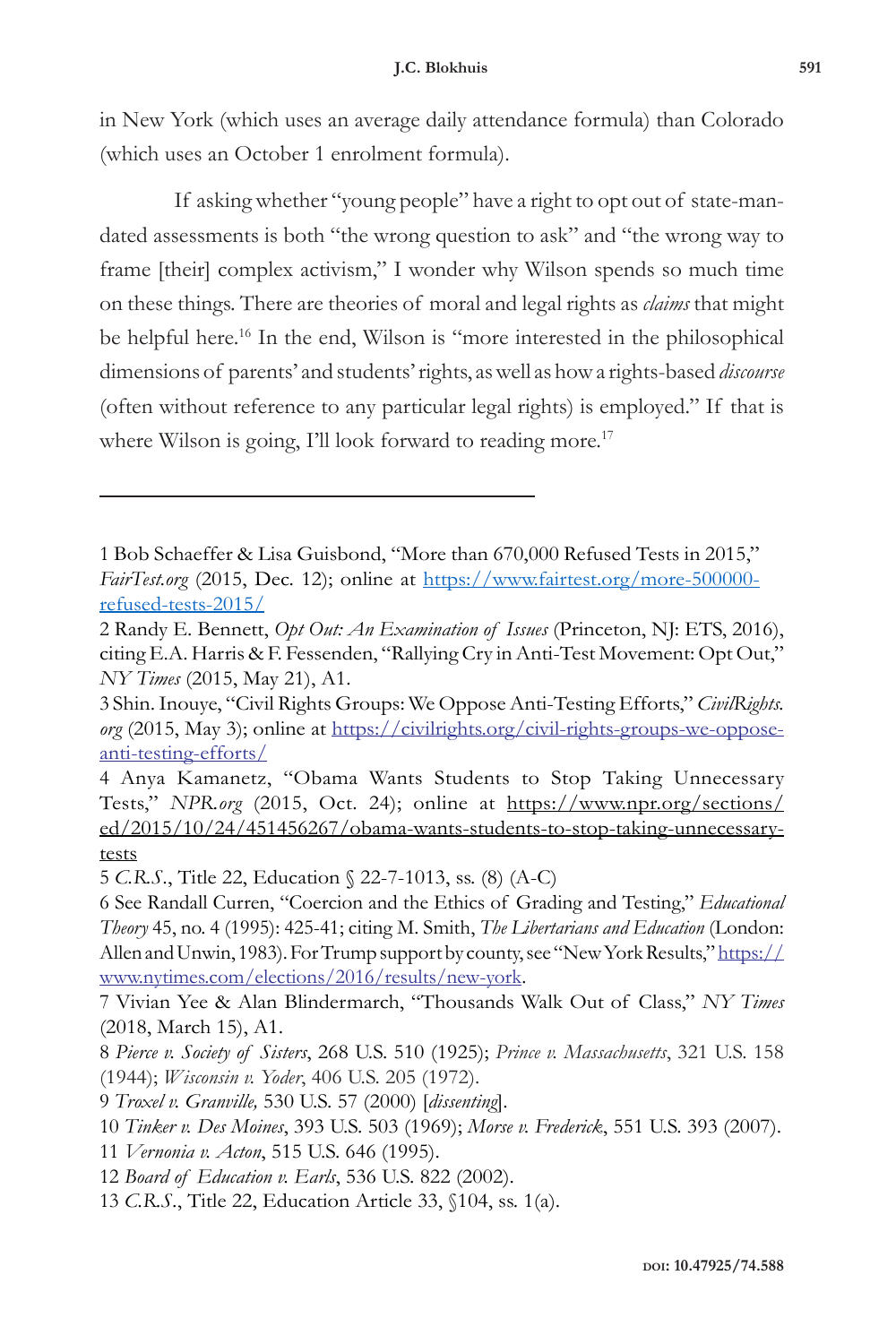in New York (which uses an average daily attendance formula) than Colorado (which uses an October 1 enrolment formula).

If asking whether "young people" have a right to opt out of state-mandated assessments is both "the wrong question to ask" and "the wrong way to frame [their] complex activism," I wonder why Wilson spends so much time on these things. There are theories of moral and legal rights as *claims* that might be helpful here.[16] In the end, Wilson is "more interested in the philosophical dimensions of parents' and students' rights, as well as how a rights-based *discourse* (often without reference to any particular legal rights) is employed." If that is where Wilson is going, I'll look forward to reading more.[17]

---

1 Bob Schaeffer & Lisa Guisbond, "More than 670,000 Refused Tests in 2015," *FairTest.org* (2015, Dec. 12); online at https://www.fairtest.org/more-500000-refused-tests-2015/

2 Randy E. Bennett, *Opt Out: An Examination of Issues* (Princeton, NJ: ETS, 2016), citing E.A. Harris & F. Fessenden, "Rallying Cry in Anti-Test Movement: Opt Out," *NY Times* (2015, May 21), A1.

3 Shin. Inouye, "Civil Rights Groups: We Oppose Anti-Testing Efforts," *CivilRights.org* (2015, May 3); online at https://civilrights.org/civil-rights-groups-we-oppose-anti-testing-efforts/

4 Anya Kamanetz, "Obama Wants Students to Stop Taking Unnecessary Tests," *NPR.org* (2015, Oct. 24); online at https://www.npr.org/sections/ed/2015/10/24/451456267/obama-wants-students-to-stop-taking-unnecessary-tests

5 *C.R.S.*, Title 22, Education § 22-7-1013, ss. (8) (A-C)

6 See Randall Curren, "Coercion and the Ethics of Grading and Testing," *Educational Theory* 45, no. 4 (1995): 425-41; citing M. Smith, *The Libertarians and Education* (London: Allen and Unwin, 1983). For Trump support by county, see "New York Results," https://www.nytimes.com/elections/2016/results/new-york.

7 Vivian Yee & Alan Blindermarch, "Thousands Walk Out of Class," *NY Times* (2018, March 15), A1.

8 *Pierce v. Society of Sisters*, 268 U.S. 510 (1925); *Prince v. Massachusetts*, 321 U.S. 158 (1944); *Wisconsin v. Yoder*, 406 U.S. 205 (1972).

9 *Troxel v. Granville,* 530 U.S. 57 (2000) [*dissenting*].

10 *Tinker v. Des Moines*, 393 U.S. 503 (1969); *Morse v. Frederick*, 551 U.S. 393 (2007).

11 *Vernonia v. Acton*, 515 U.S. 646 (1995).

12 *Board of Education v. Earls*, 536 U.S. 822 (2002).

13 *C.R.S.*, Title 22, Education Article 33, §104, ss. 1(a).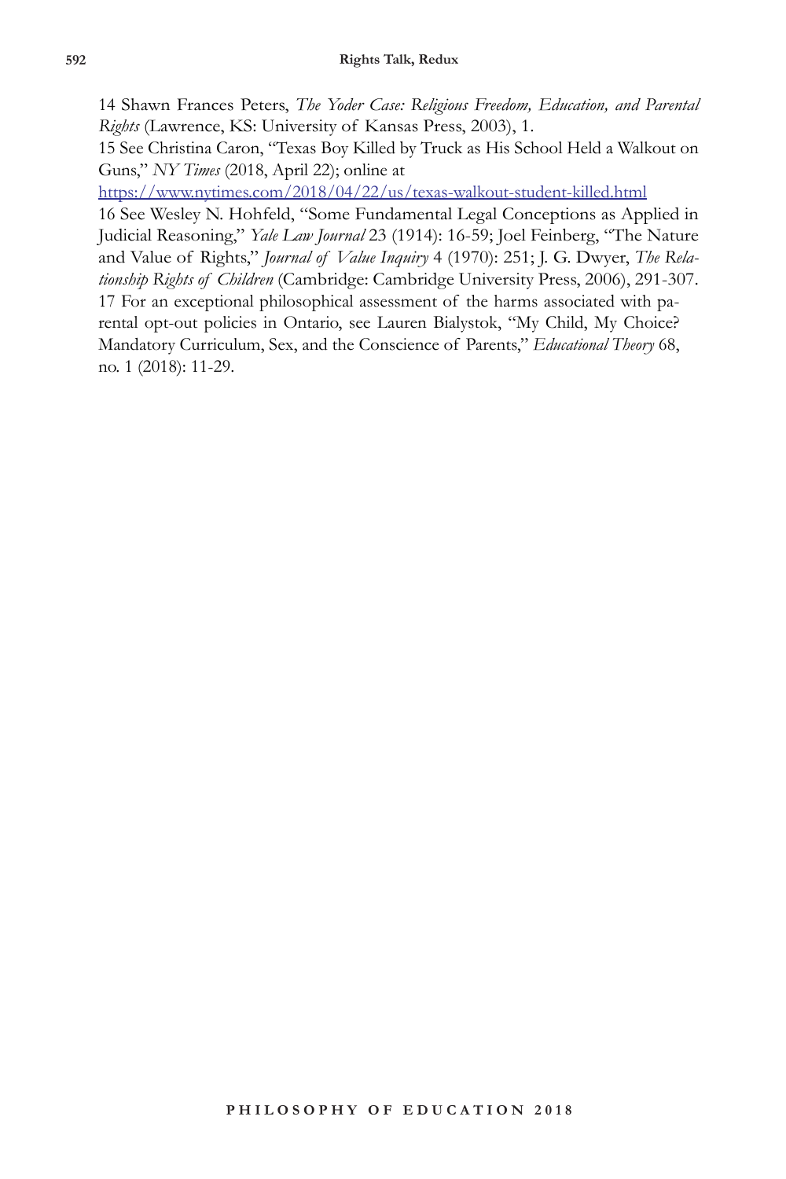14 Shawn Frances Peters, *The Yoder Case: Religious Freedom, Education, and Parental Rights* (Lawrence, KS: University of Kansas Press, 2003), 1.

15 See Christina Caron, "Texas Boy Killed by Truck as His School Held a Walkout on Guns," *NY Times* (2018, April 22); online at https://www.nytimes.com/2018/04/22/us/texas-walkout-student-killed.html

16 See Wesley N. Hohfeld, "Some Fundamental Legal Conceptions as Applied in Judicial Reasoning," *Yale Law Journal* 23 (1914): 16-59; Joel Feinberg, "The Nature and Value of Rights," *Journal of Value Inquiry* 4 (1970): 251; J. G. Dwyer, *The Relationship Rights of Children* (Cambridge: Cambridge University Press, 2006), 291-307.

17 For an exceptional philosophical assessment of the harms associated with parental opt-out policies in Ontario, see Lauren Bialystok, "My Child, My Choice? Mandatory Curriculum, Sex, and the Conscience of Parents," *Educational Theory* 68, no. 1 (2018): 11-29.